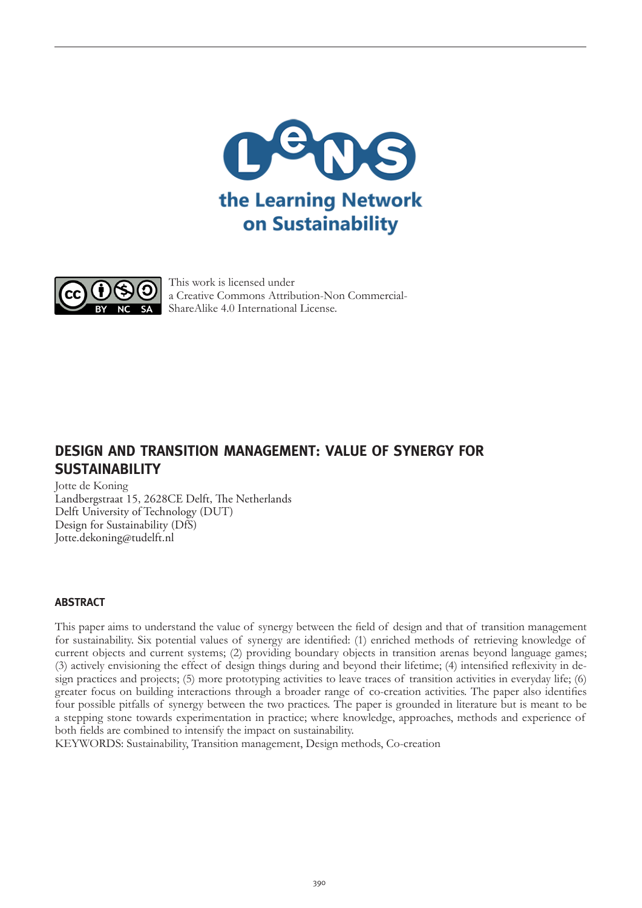the Learning Network on Sustainability

This work is licensed under a Creative Commons Attribution-Non Commercial-ShareAlike 4.0 International License.

# DESIGN AND TRANSITION MANAGEMENT: VALUE OF SYNERGY FOR SUSTAINABILITY

Jotte de Koning
Landbergstraat 15, 2628CE Delft, The Netherlands
Delft University of Technology (DUT)
Design for Sustainability (DfS)
Jotte.dekoning@tudelft.nl

## ABSTRACT

This paper aims to understand the value of synergy between the field of design and that of transition management for sustainability. Six potential values of synergy are identified: (1) enriched methods of retrieving knowledge of current objects and current systems; (2) providing boundary objects in transition arenas beyond language games; (3) actively envisioning the effect of design things during and beyond their lifetime; (4) intensified reflexivity in design practices and projects; (5) more prototyping activities to leave traces of transition activities in everyday life; (6) greater focus on building interactions through a broader range of co-creation activities. The paper also identifies four possible pitfalls of synergy between the two practices. The paper is grounded in literature but is meant to be a stepping stone towards experimentation in practice; where knowledge, approaches, methods and experience of both fields are combined to intensify the impact on sustainability.

KEYWORDS: Sustainability, Transition management, Design methods, Co-creation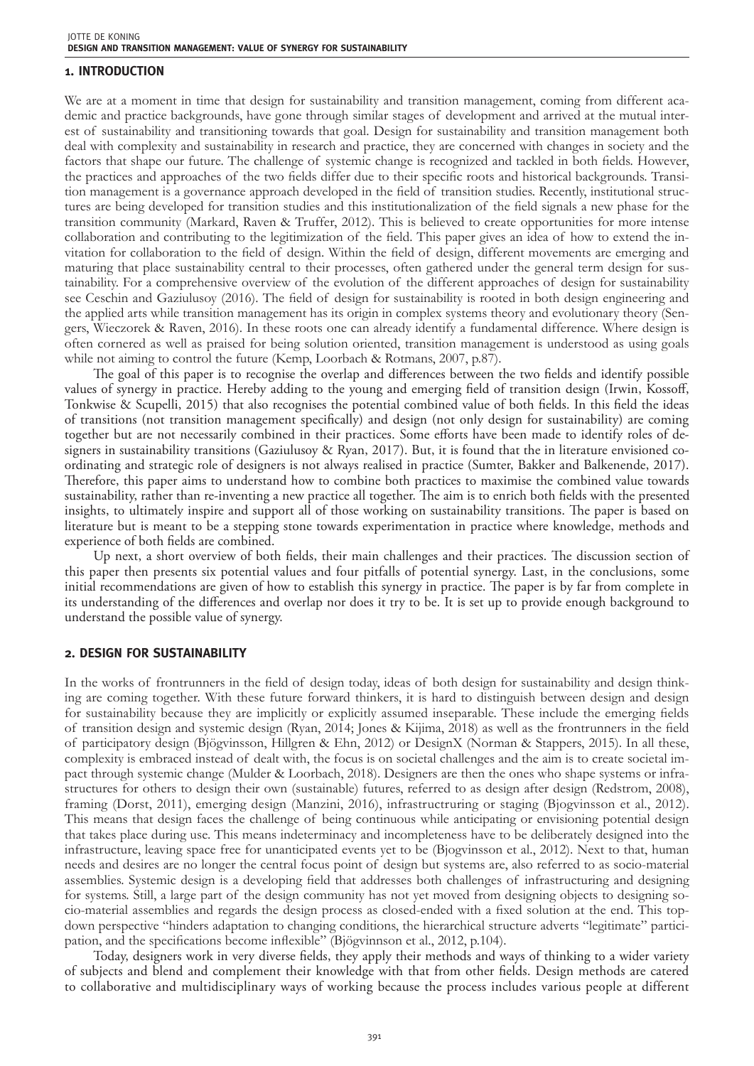## 1. INTRODUCTION

We are at a moment in time that design for sustainability and transition management, coming from different academic and practice backgrounds, have gone through similar stages of development and arrived at the mutual interest of sustainability and transitioning towards that goal. Design for sustainability and transition management both deal with complexity and sustainability in research and practice, they are concerned with changes in society and the factors that shape our future. The challenge of systemic change is recognized and tackled in both fields. However, the practices and approaches of the two fields differ due to their specific roots and historical backgrounds. Transition management is a governance approach developed in the field of transition studies. Recently, institutional structures are being developed for transition studies and this institutionalization of the field signals a new phase for the transition community (Markard, Raven & Truffer, 2012). This is believed to create opportunities for more intense collaboration and contributing to the legitimization of the field. This paper gives an idea of how to extend the invitation for collaboration to the field of design. Within the field of design, different movements are emerging and maturing that place sustainability central to their processes, often gathered under the general term design for sustainability. For a comprehensive overview of the evolution of the different approaches of design for sustainability see Ceschin and Gaziulusoy (2016). The field of design for sustainability is rooted in both design engineering and the applied arts while transition management has its origin in complex systems theory and evolutionary theory (Sengers, Wieczorek & Raven, 2016). In these roots one can already identify a fundamental difference. Where design is often cornered as well as praised for being solution oriented, transition management is understood as using goals while not aiming to control the future (Kemp, Loorbach & Rotmans, 2007, p.87).

The goal of this paper is to recognise the overlap and differences between the two fields and identify possible values of synergy in practice. Hereby adding to the young and emerging field of transition design (Irwin, Kossoff, Tonkwise & Scupelli, 2015) that also recognises the potential combined value of both fields. In this field the ideas of transitions (not transition management specifically) and design (not only design for sustainability) are coming together but are not necessarily combined in their practices. Some efforts have been made to identify roles of designers in sustainability transitions (Gaziulusoy & Ryan, 2017). But, it is found that the in literature envisioned coordinating and strategic role of designers is not always realised in practice (Sumter, Bakker and Balkenende, 2017). Therefore, this paper aims to understand how to combine both practices to maximise the combined value towards sustainability, rather than re-inventing a new practice all together. The aim is to enrich both fields with the presented insights, to ultimately inspire and support all of those working on sustainability transitions. The paper is based on literature but is meant to be a stepping stone towards experimentation in practice where knowledge, methods and experience of both fields are combined.

Up next, a short overview of both fields, their main challenges and their practices. The discussion section of this paper then presents six potential values and four pitfalls of potential synergy. Last, in the conclusions, some initial recommendations are given of how to establish this synergy in practice. The paper is by far from complete in its understanding of the differences and overlap nor does it try to be. It is set up to provide enough background to understand the possible value of synergy.

## 2. DESIGN FOR SUSTAINABILITY

In the works of frontrunners in the field of design today, ideas of both design for sustainability and design thinking are coming together. With these future forward thinkers, it is hard to distinguish between design and design for sustainability because they are implicitly or explicitly assumed inseparable. These include the emerging fields of transition design and systemic design (Ryan, 2014; Jones & Kijima, 2018) as well as the frontrunners in the field of participatory design (Björgvinsson, Hillgren & Ehn, 2012) or DesignX (Norman & Stappers, 2015). In all these, complexity is embraced instead of dealt with, the focus is on societal challenges and the aim is to create societal impact through systemic change (Mulder & Loorbach, 2018). Designers are then the ones who shape systems or infrastructures for others to design their own (sustainable) futures, referred to as design after design (Redstrom, 2008), framing (Dorst, 2011), emerging design (Manzini, 2016), infrastructuring or staging (Bjogvinsson et al., 2012). This means that design faces the challenge of being continuous while anticipating or envisioning potential design that takes place during use. This means indeterminacy and incompleteness have to be deliberately designed into the infrastructure, leaving space free for unanticipated events yet to be (Bjogvinsson et al., 2012). Next to that, human needs and desires are no longer the central focus point of design but systems are, also referred to as socio-material assemblies. Systemic design is a developing field that addresses both challenges of infrastructuring and designing for systems. Still, a large part of the design community has not yet moved from designing objects to designing socio-material assemblies and regards the design process as closed-ended with a fixed solution at the end. This top-down perspective "hinders adaptation to changing conditions, the hierarchical structure adverts "legitimate" participation, and the specifications become inflexible" (Björgvinnson et al., 2012, p.104).

Today, designers work in very diverse fields, they apply their methods and ways of thinking to a wider variety of subjects and blend and complement their knowledge with that from other fields. Design methods are catered to collaborative and multidisciplinary ways of working because the process includes various people at different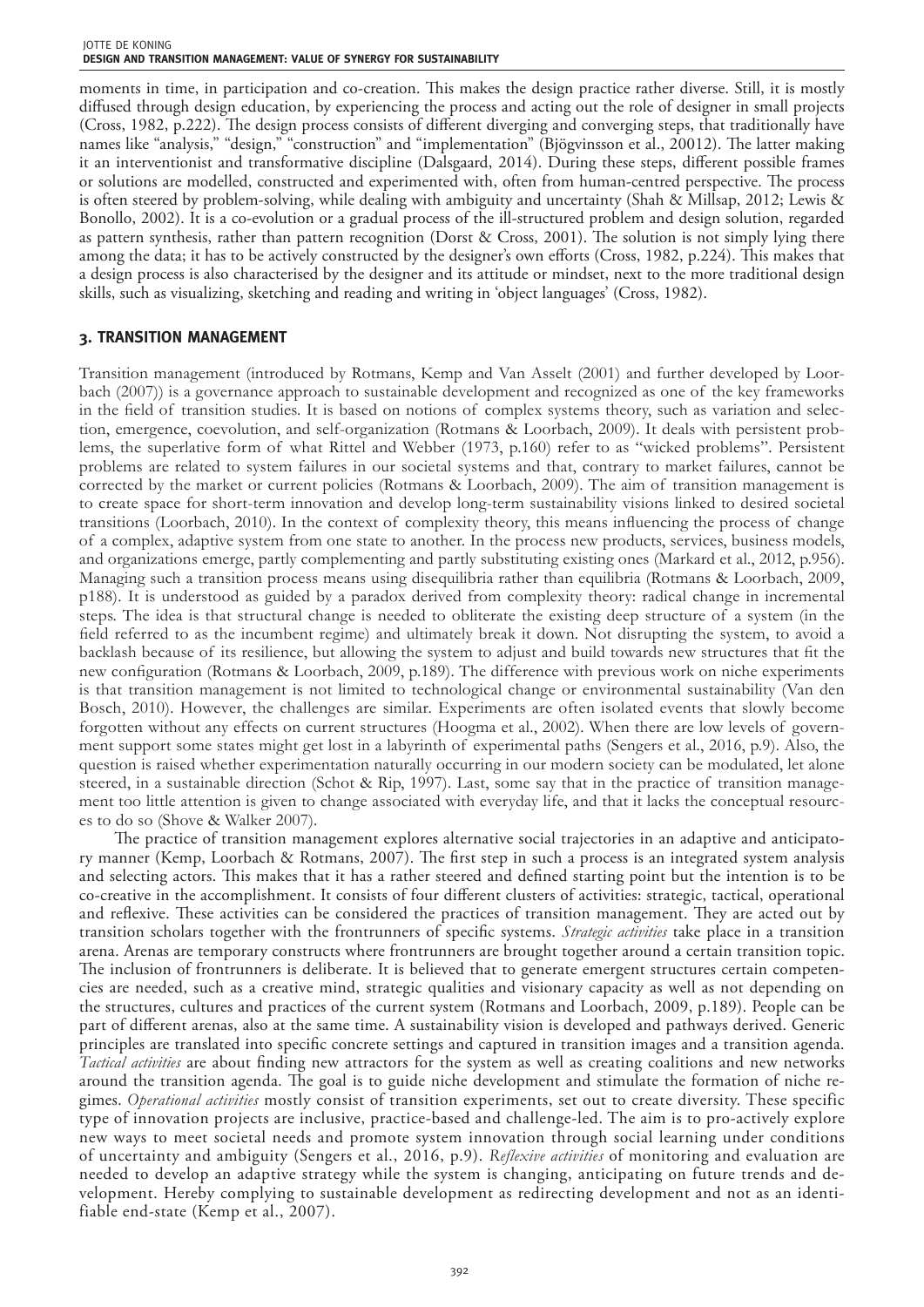moments in time, in participation and co-creation. This makes the design practice rather diverse. Still, it is mostly diffused through design education, by experiencing the process and acting out the role of designer in small projects (Cross, 1982, p.222). The design process consists of different diverging and converging steps, that traditionally have names like "analysis," "design," "construction" and "implementation" (Bjögvinsson et al., 20012). The latter making it an interventionist and transformative discipline (Dalsgaard, 2014). During these steps, different possible frames or solutions are modelled, constructed and experimented with, often from human-centred perspective. The process is often steered by problem-solving, while dealing with ambiguity and uncertainty (Shah & Millsap, 2012; Lewis & Bonollo, 2002). It is a co-evolution or a gradual process of the ill-structured problem and design solution, regarded as pattern synthesis, rather than pattern recognition (Dorst & Cross, 2001). The solution is not simply lying there among the data; it has to be actively constructed by the designer's own efforts (Cross, 1982, p.224). This makes that a design process is also characterised by the designer and its attitude or mindset, next to the more traditional design skills, such as visualizing, sketching and reading and writing in 'object languages' (Cross, 1982).

## 3. TRANSITION MANAGEMENT

Transition management (introduced by Rotmans, Kemp and Van Asselt (2001) and further developed by Loorbach (2007)) is a governance approach to sustainable development and recognized as one of the key frameworks in the field of transition studies. It is based on notions of complex systems theory, such as variation and selection, emergence, coevolution, and self-organization (Rotmans & Loorbach, 2009). It deals with persistent problems, the superlative form of what Rittel and Webber (1973, p.160) refer to as "wicked problems". Persistent problems are related to system failures in our societal systems and that, contrary to market failures, cannot be corrected by the market or current policies (Rotmans & Loorbach, 2009). The aim of transition management is to create space for short-term innovation and develop long-term sustainability visions linked to desired societal transitions (Loorbach, 2010). In the context of complexity theory, this means influencing the process of change of a complex, adaptive system from one state to another. In the process new products, services, business models, and organizations emerge, partly complementing and partly substituting existing ones (Markard et al., 2012, p.956). Managing such a transition process means using disequilibria rather than equilibria (Rotmans & Loorbach, 2009, p188). It is understood as guided by a paradox derived from complexity theory: radical change in incremental steps. The idea is that structural change is needed to obliterate the existing deep structure of a system (in the field referred to as the incumbent regime) and ultimately break it down. Not disrupting the system, to avoid a backlash because of its resilience, but allowing the system to adjust and build towards new structures that fit the new configuration (Rotmans & Loorbach, 2009, p.189). The difference with previous work on niche experiments is that transition management is not limited to technological change or environmental sustainability (Van den Bosch, 2010). However, the challenges are similar. Experiments are often isolated events that slowly become forgotten without any effects on current structures (Hoogma et al., 2002). When there are low levels of government support some states might get lost in a labyrinth of experimental paths (Sengers et al., 2016, p.9). Also, the question is raised whether experimentation naturally occurring in our modern society can be modulated, let alone steered, in a sustainable direction (Schot & Rip, 1997). Last, some say that in the practice of transition management too little attention is given to change associated with everyday life, and that it lacks the conceptual resources to do so (Shove & Walker 2007).

The practice of transition management explores alternative social trajectories in an adaptive and anticipatory manner (Kemp, Loorbach & Rotmans, 2007). The first step in such a process is an integrated system analysis and selecting actors. This makes that it has a rather steered and defined starting point but the intention is to be co-creative in the accomplishment. It consists of four different clusters of activities: strategic, tactical, operational and reflexive. These activities can be considered the practices of transition management. They are acted out by transition scholars together with the frontrunners of specific systems. *Strategic activities* take place in a transition arena. Arenas are temporary constructs where frontrunners are brought together around a certain transition topic. The inclusion of frontrunners is deliberate. It is believed that to generate emergent structures certain competencies are needed, such as a creative mind, strategic qualities and visionary capacity as well as not depending on the structures, cultures and practices of the current system (Rotmans and Loorbach, 2009, p.189). People can be part of different arenas, also at the same time. A sustainability vision is developed and pathways derived. Generic principles are translated into specific concrete settings and captured in transition images and a transition agenda. *Tactical activities* are about finding new attractors for the system as well as creating coalitions and new networks around the transition agenda. The goal is to guide niche development and stimulate the formation of niche regimes. *Operational activities* mostly consist of transition experiments, set out to create diversity. These specific type of innovation projects are inclusive, practice-based and challenge-led. The aim is to pro-actively explore new ways to meet societal needs and promote system innovation through social learning under conditions of uncertainty and ambiguity (Sengers et al., 2016, p.9). *Reflexive activities* of monitoring and evaluation are needed to develop an adaptive strategy while the system is changing, anticipating on future trends and development. Hereby complying to sustainable development as redirecting development and not as an identifiable end-state (Kemp et al., 2007).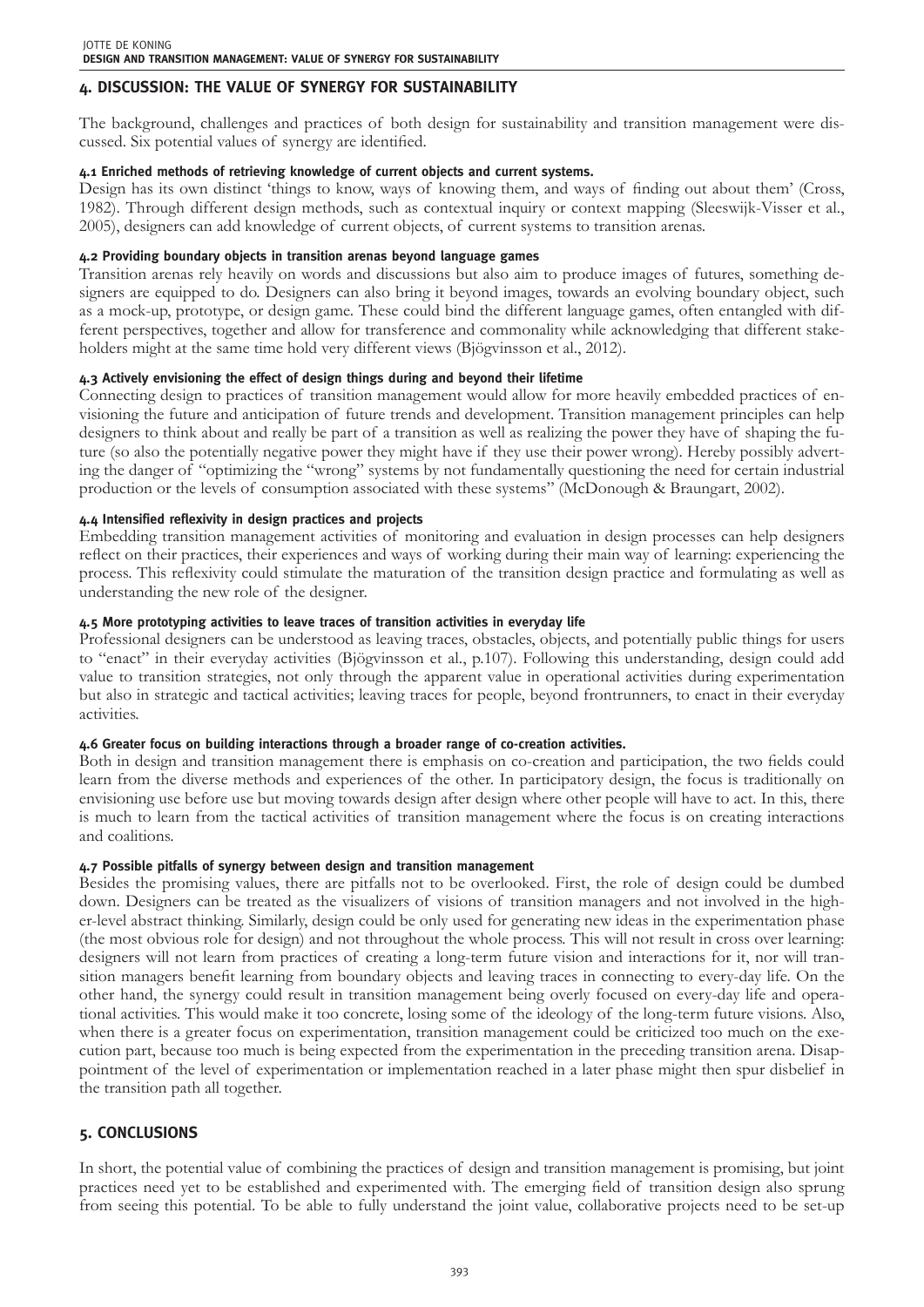## 4. DISCUSSION: THE VALUE OF SYNERGY FOR SUSTAINABILITY

The background, challenges and practices of both design for sustainability and transition management were discussed. Six potential values of synergy are identified.

### 4.1 Enriched methods of retrieving knowledge of current objects and current systems.

Design has its own distinct 'things to know, ways of knowing them, and ways of finding out about them' (Cross, 1982). Through different design methods, such as contextual inquiry or context mapping (Sleeswijk-Visser et al., 2005), designers can add knowledge of current objects, of current systems to transition arenas.

### 4.2 Providing boundary objects in transition arenas beyond language games

Transition arenas rely heavily on words and discussions but also aim to produce images of futures, something designers are equipped to do. Designers can also bring it beyond images, towards an evolving boundary object, such as a mock-up, prototype, or design game. These could bind the different language games, often entangled with different perspectives, together and allow for transference and commonality while acknowledging that different stakeholders might at the same time hold very different views (Bjögvinsson et al., 2012).

### 4.3 Actively envisioning the effect of design things during and beyond their lifetime

Connecting design to practices of transition management would allow for more heavily embedded practices of envisioning the future and anticipation of future trends and development. Transition management principles can help designers to think about and really be part of a transition as well as realizing the power they have of shaping the future (so also the potentially negative power they might have if they use their power wrong). Hereby possibly adverting the danger of "optimizing the "wrong" systems by not fundamentally questioning the need for certain industrial production or the levels of consumption associated with these systems" (McDonough & Braungart, 2002).

### 4.4 Intensified reflexivity in design practices and projects

Embedding transition management activities of monitoring and evaluation in design processes can help designers reflect on their practices, their experiences and ways of working during their main way of learning: experiencing the process. This reflexivity could stimulate the maturation of the transition design practice and formulating as well as understanding the new role of the designer.

### 4.5 More prototyping activities to leave traces of transition activities in everyday life

Professional designers can be understood as leaving traces, obstacles, objects, and potentially public things for users to "enact" in their everyday activities (Bjögvinsson et al., p.107). Following this understanding, design could add value to transition strategies, not only through the apparent value in operational activities during experimentation but also in strategic and tactical activities; leaving traces for people, beyond frontrunners, to enact in their everyday activities.

### 4.6 Greater focus on building interactions through a broader range of co-creation activities.

Both in design and transition management there is emphasis on co-creation and participation, the two fields could learn from the diverse methods and experiences of the other. In participatory design, the focus is traditionally on envisioning use before use but moving towards design after design where other people will have to act. In this, there is much to learn from the tactical activities of transition management where the focus is on creating interactions and coalitions.

### 4.7 Possible pitfalls of synergy between design and transition management

Besides the promising values, there are pitfalls not to be overlooked. First, the role of design could be dumbed down. Designers can be treated as the visualizers of visions of transition managers and not involved in the higher-level abstract thinking. Similarly, design could be only used for generating new ideas in the experimentation phase (the most obvious role for design) and not throughout the whole process. This will not result in cross over learning: designers will not learn from practices of creating a long-term future vision and interactions for it, nor will transition managers benefit learning from boundary objects and leaving traces in connecting to every-day life. On the other hand, the synergy could result in transition management being overly focused on every-day life and operational activities. This would make it too concrete, losing some of the ideology of the long-term future visions. Also, when there is a greater focus on experimentation, transition management could be criticized too much on the execution part, because too much is being expected from the experimentation in the preceding transition arena. Disappointment of the level of experimentation or implementation reached in a later phase might then spur disbelief in the transition path all together.

## 5. CONCLUSIONS

In short, the potential value of combining the practices of design and transition management is promising, but joint practices need yet to be established and experimented with. The emerging field of transition design also sprung from seeing this potential. To be able to fully understand the joint value, collaborative projects need to be set-up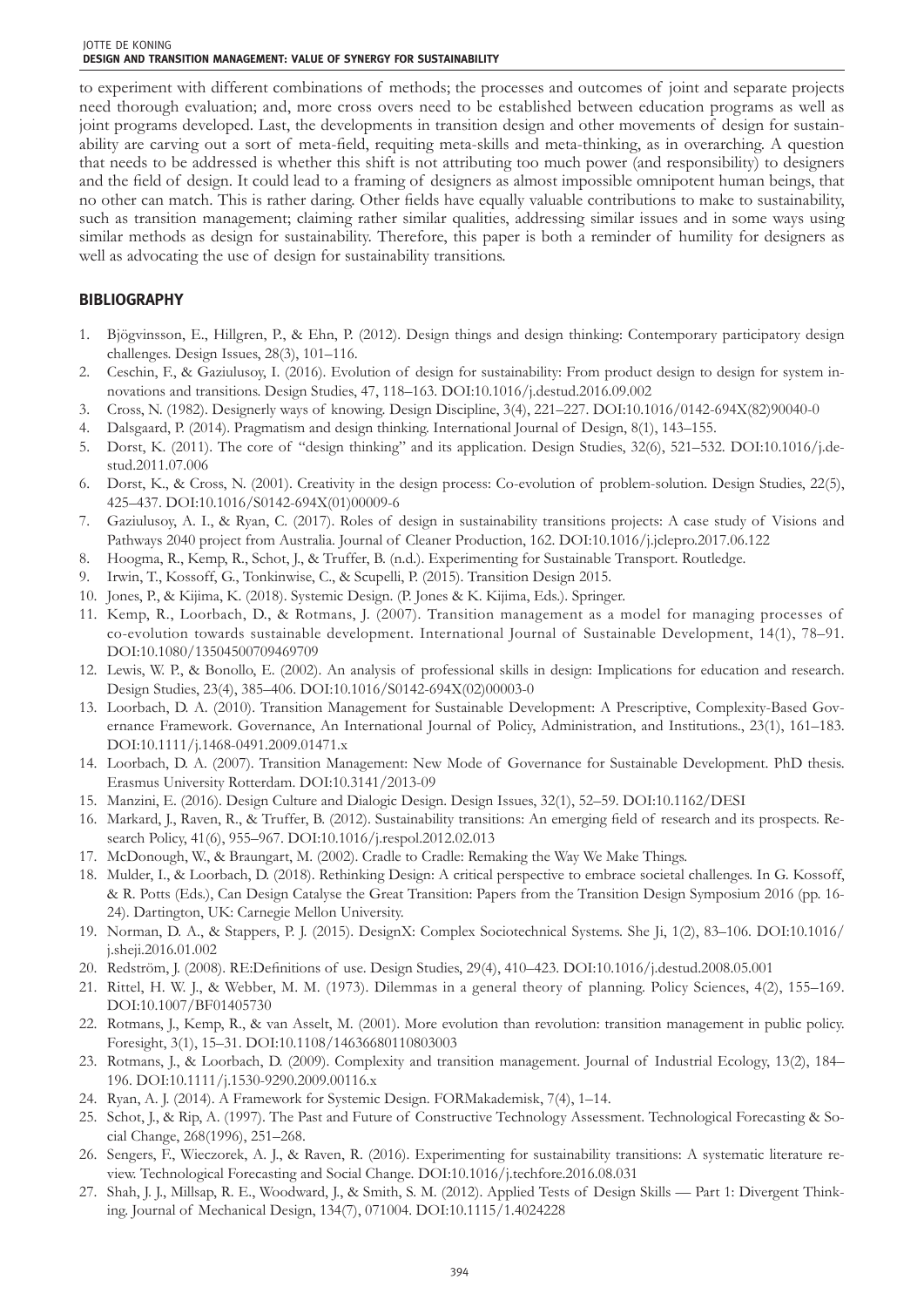to experiment with different combinations of methods; the processes and outcomes of joint and separate projects need thorough evaluation; and, more cross overs need to be established between education programs as well as joint programs developed. Last, the developments in transition design and other movements of design for sustainability are carving out a sort of meta-field, requiting meta-skills and meta-thinking, as in overarching. A question that needs to be addressed is whether this shift is not attributing too much power (and responsibility) to designers and the field of design. It could lead to a framing of designers as almost impossible omnipotent human beings, that no other can match. This is rather daring. Other fields have equally valuable contributions to make to sustainability, such as transition management; claiming rather similar qualities, addressing similar issues and in some ways using similar methods as design for sustainability. Therefore, this paper is both a reminder of humility for designers as well as advocating the use of design for sustainability transitions.

## BIBLIOGRAPHY

1. Bjögvinsson, E., Hillgren, P., & Ehn, P. (2012). Design things and design thinking: Contemporary participatory design challenges. Design Issues, 28(3), 101–116.
2. Ceschin, F., & Gaziulusoy, I. (2016). Evolution of design for sustainability: From product design to design for system innovations and transitions. Design Studies, 47, 118–163. DOI:10.1016/j.destud.2016.09.002
3. Cross, N. (1982). Designerly ways of knowing. Design Discipline, 3(4), 221–227. DOI:10.1016/0142-694X(82)90040-0
4. Dalsgaard, P. (2014). Pragmatism and design thinking. International Journal of Design, 8(1), 143–155.
5. Dorst, K. (2011). The core of "design thinking" and its application. Design Studies, 32(6), 521–532. DOI:10.1016/j.destud.2011.07.006
6. Dorst, K., & Cross, N. (2001). Creativity in the design process: Co-evolution of problem-solution. Design Studies, 22(5), 425–437. DOI:10.1016/S0142-694X(01)00009-6
7. Gaziulusoy, A. I., & Ryan, C. (2017). Roles of design in sustainability transitions projects: A case study of Visions and Pathways 2040 project from Australia. Journal of Cleaner Production, 162. DOI:10.1016/j.jclepro.2017.06.122
8. Hoogma, R., Kemp, R., Schot, J., & Truffer, B. (n.d.). Experimenting for Sustainable Transport. Routledge.
9. Irwin, T., Kossoff, G., Tonkinwise, C., & Scupelli, P. (2015). Transition Design 2015.
10. Jones, P., & Kijima, K. (2018). Systemic Design. (P. Jones & K. Kijima, Eds.). Springer.
11. Kemp, R., Loorbach, D., & Rotmans, J. (2007). Transition management as a model for managing processes of co-evolution towards sustainable development. International Journal of Sustainable Development, 14(1), 78–91. DOI:10.1080/13504500709469709
12. Lewis, W. P., & Bonollo, E. (2002). An analysis of professional skills in design: Implications for education and research. Design Studies, 23(4), 385–406. DOI:10.1016/S0142-694X(02)00003-0
13. Loorbach, D. A. (2010). Transition Management for Sustainable Development: A Prescriptive, Complexity-Based Governance Framework. Governance, An International Journal of Policy, Administration, and Institutions., 23(1), 161–183. DOI:10.1111/j.1468-0491.2009.01471.x
14. Loorbach, D. A. (2007). Transition Management: New Mode of Governance for Sustainable Development. PhD thesis. Erasmus University Rotterdam. DOI:10.3141/2013-09
15. Manzini, E. (2016). Design Culture and Dialogic Design. Design Issues, 32(1), 52–59. DOI:10.1162/DESI
16. Markard, J., Raven, R., & Truffer, B. (2012). Sustainability transitions: An emerging field of research and its prospects. Research Policy, 41(6), 955–967. DOI:10.1016/j.respol.2012.02.013
17. McDonough, W., & Braungart, M. (2002). Cradle to Cradle: Remaking the Way We Make Things.
18. Mulder, I., & Loorbach, D. (2018). Rethinking Design: A critical perspective to embrace societal challenges. In G. Kossoff, & R. Potts (Eds.), Can Design Catalyse the Great Transition: Papers from the Transition Design Symposium 2016 (pp. 16-24). Dartington, UK: Carnegie Mellon University.
19. Norman, D. A., & Stappers, P. J. (2015). DesignX: Complex Sociotechnical Systems. She Ji, 1(2), 83–106. DOI:10.1016/j.sheji.2016.01.002
20. Redström, J. (2008). RE:Definitions of use. Design Studies, 29(4), 410–423. DOI:10.1016/j.destud.2008.05.001
21. Rittel, H. W. J., & Webber, M. M. (1973). Dilemmas in a general theory of planning. Policy Sciences, 4(2), 155–169. DOI:10.1007/BF01405730
22. Rotmans, J., Kemp, R., & van Asselt, M. (2001). More evolution than revolution: transition management in public policy. Foresight, 3(1), 15–31. DOI:10.1108/14636680110803003
23. Rotmans, J., & Loorbach, D. (2009). Complexity and transition management. Journal of Industrial Ecology, 13(2), 184–196. DOI:10.1111/j.1530-9290.2009.00116.x
24. Ryan, A. J. (2014). A Framework for Systemic Design. FORMakademisk, 7(4), 1–14.
25. Schot, J., & Rip, A. (1997). The Past and Future of Constructive Technology Assessment. Technological Forecasting & Social Change, 268(1996), 251–268.
26. Sengers, F., Wieczorek, A. J., & Raven, R. (2016). Experimenting for sustainability transitions: A systematic literature review. Technological Forecasting and Social Change. DOI:10.1016/j.techfore.2016.08.031
27. Shah, J. J., Millsap, R. E., Woodward, J., & Smith, S. M. (2012). Applied Tests of Design Skills — Part 1: Divergent Thinking. Journal of Mechanical Design, 134(7), 071004. DOI:10.1115/1.4024228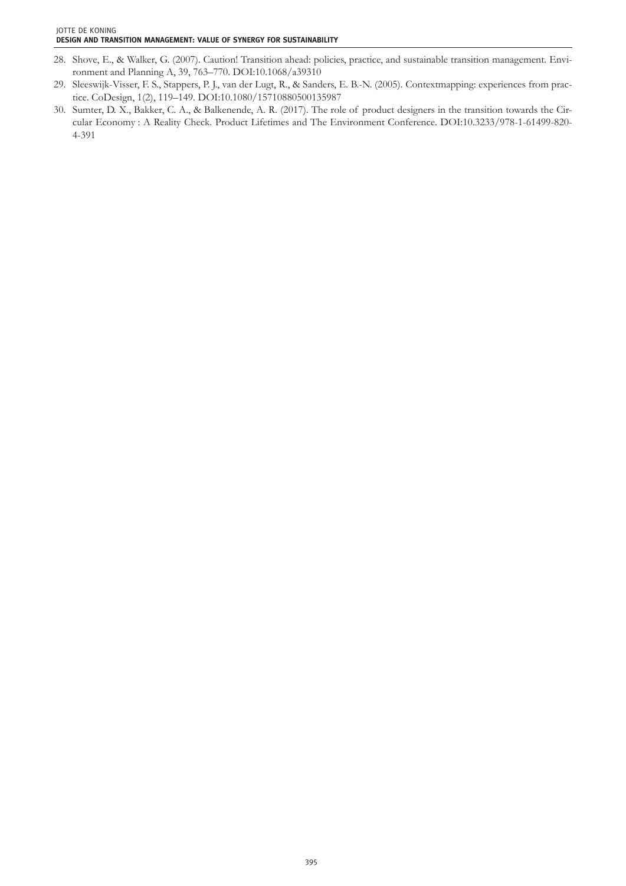28. Shove, E., & Walker, G. (2007). Caution! Transition ahead: policies, practice, and sustainable transition management. Environment and Planning A, 39, 763–770. DOI:10.1068/a39310
29. Sleeswijk-Visser, F. S., Stappers, P. J., van der Lugt, R., & Sanders, E. B.-N. (2005). Contextmapping: experiences from practice. CoDesign, 1(2), 119–149. DOI:10.1080/15710880500135987
30. Sumter, D. X., Bakker, C. A., & Balkenende, A. R. (2017). The role of product designers in the transition towards the Circular Economy : A Reality Check. Product Lifetimes and The Environment Conference. DOI:10.3233/978-1-61499-820-4-391